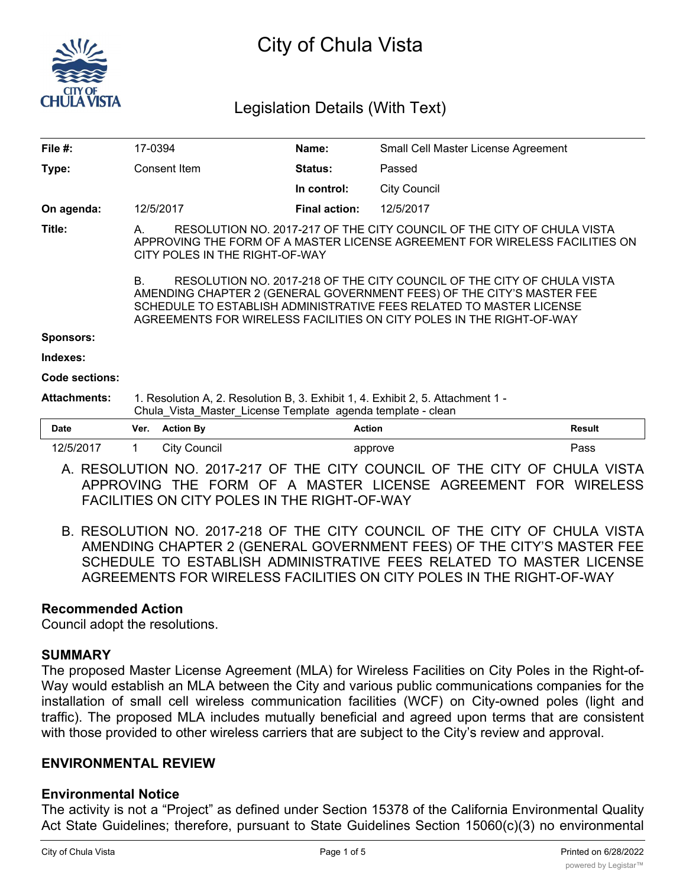# City of Chula Vista

## Legislation Details (With Text)

| | | | |
|---|---|---|---|
| **File #:** | 17-0394 | **Name:** | Small Cell Master License Agreement |
| **Type:** | Consent Item | **Status:** | Passed |
| | | **In control:** | City Council |
| **On agenda:** | 12/5/2017 | **Final action:** | 12/5/2017 |

**Title:** A. RESOLUTION NO. 2017-217 OF THE CITY COUNCIL OF THE CITY OF CHULA VISTA APPROVING THE FORM OF A MASTER LICENSE AGREEMENT FOR WIRELESS FACILITIES ON CITY POLES IN THE RIGHT-OF-WAY

B. RESOLUTION NO. 2017-218 OF THE CITY COUNCIL OF THE CITY OF CHULA VISTA AMENDING CHAPTER 2 (GENERAL GOVERNMENT FEES) OF THE CITY'S MASTER FEE SCHEDULE TO ESTABLISH ADMINISTRATIVE FEES RELATED TO MASTER LICENSE AGREEMENTS FOR WIRELESS FACILITIES ON CITY POLES IN THE RIGHT-OF-WAY

**Sponsors:**

**Indexes:**

**Code sections:**

**Attachments:** 1. Resolution A, 2. Resolution B, 3. Exhibit 1, 4. Exhibit 2, 5. Attachment 1 - Chula_Vista_Master_License Template agenda template - clean

| Date | Ver. | Action By | Action | Result |
|---|---|---|---|---|
| 12/5/2017 | 1 | City Council | approve | Pass |

A. RESOLUTION NO. 2017-217 OF THE CITY COUNCIL OF THE CITY OF CHULA VISTA APPROVING THE FORM OF A MASTER LICENSE AGREEMENT FOR WIRELESS FACILITIES ON CITY POLES IN THE RIGHT-OF-WAY

B. RESOLUTION NO. 2017-218 OF THE CITY COUNCIL OF THE CITY OF CHULA VISTA AMENDING CHAPTER 2 (GENERAL GOVERNMENT FEES) OF THE CITY'S MASTER FEE SCHEDULE TO ESTABLISH ADMINISTRATIVE FEES RELATED TO MASTER LICENSE AGREEMENTS FOR WIRELESS FACILITIES ON CITY POLES IN THE RIGHT-OF-WAY

### Recommended Action

Council adopt the resolutions.

### SUMMARY

The proposed Master License Agreement (MLA) for Wireless Facilities on City Poles in the Right-of-Way would establish an MLA between the City and various public communications companies for the installation of small cell wireless communication facilities (WCF) on City-owned poles (light and traffic). The proposed MLA includes mutually beneficial and agreed upon terms that are consistent with those provided to other wireless carriers that are subject to the City's review and approval.

### ENVIRONMENTAL REVIEW

### Environmental Notice

The activity is not a "Project" as defined under Section 15378 of the California Environmental Quality Act State Guidelines; therefore, pursuant to State Guidelines Section 15060(c)(3) no environmental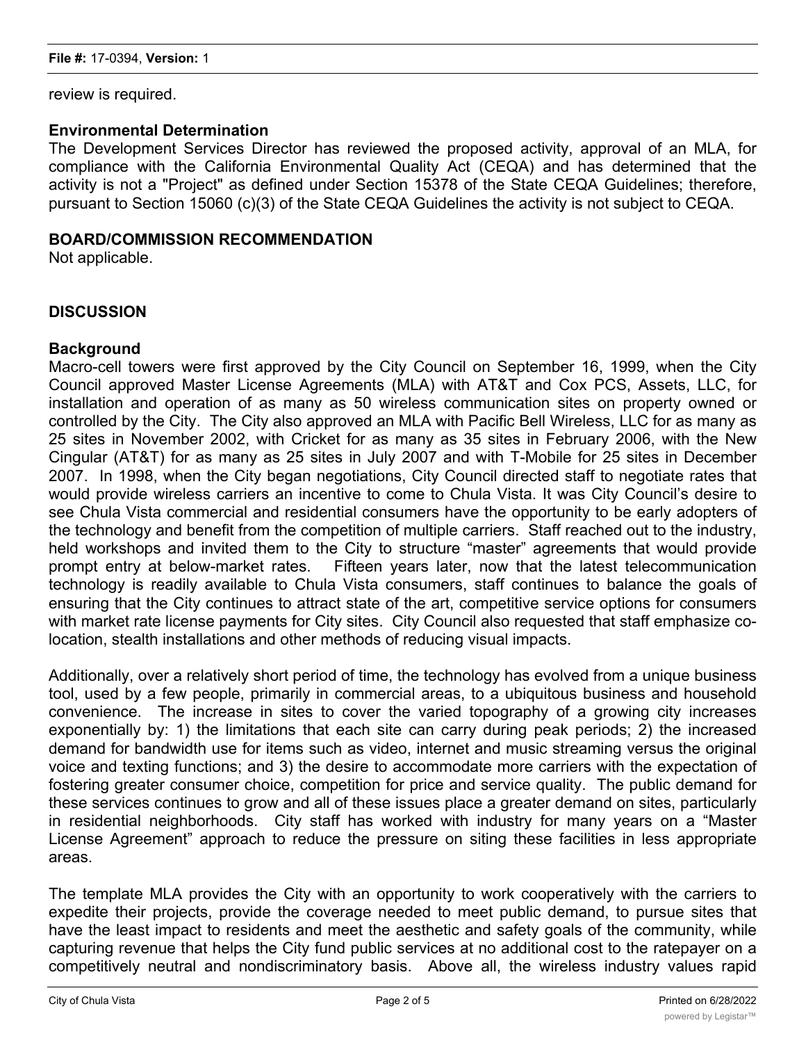review is required.

**Environmental Determination**

The Development Services Director has reviewed the proposed activity, approval of an MLA, for compliance with the California Environmental Quality Act (CEQA) and has determined that the activity is not a "Project" as defined under Section 15378 of the State CEQA Guidelines; therefore, pursuant to Section 15060 (c)(3) of the State CEQA Guidelines the activity is not subject to CEQA.

**BOARD/COMMISSION RECOMMENDATION**

Not applicable.

**DISCUSSION**

**Background**

Macro-cell towers were first approved by the City Council on September 16, 1999, when the City Council approved Master License Agreements (MLA) with AT&T and Cox PCS, Assets, LLC, for installation and operation of as many as 50 wireless communication sites on property owned or controlled by the City. The City also approved an MLA with Pacific Bell Wireless, LLC for as many as 25 sites in November 2002, with Cricket for as many as 35 sites in February 2006, with the New Cingular (AT&T) for as many as 25 sites in July 2007 and with T-Mobile for 25 sites in December 2007. In 1998, when the City began negotiations, City Council directed staff to negotiate rates that would provide wireless carriers an incentive to come to Chula Vista. It was City Council's desire to see Chula Vista commercial and residential consumers have the opportunity to be early adopters of the technology and benefit from the competition of multiple carriers. Staff reached out to the industry, held workshops and invited them to the City to structure "master" agreements that would provide prompt entry at below-market rates. Fifteen years later, now that the latest telecommunication technology is readily available to Chula Vista consumers, staff continues to balance the goals of ensuring that the City continues to attract state of the art, competitive service options for consumers with market rate license payments for City sites. City Council also requested that staff emphasize co-location, stealth installations and other methods of reducing visual impacts.

Additionally, over a relatively short period of time, the technology has evolved from a unique business tool, used by a few people, primarily in commercial areas, to a ubiquitous business and household convenience. The increase in sites to cover the varied topography of a growing city increases exponentially by: 1) the limitations that each site can carry during peak periods; 2) the increased demand for bandwidth use for items such as video, internet and music streaming versus the original voice and texting functions; and 3) the desire to accommodate more carriers with the expectation of fostering greater consumer choice, competition for price and service quality. The public demand for these services continues to grow and all of these issues place a greater demand on sites, particularly in residential neighborhoods. City staff has worked with industry for many years on a "Master License Agreement" approach to reduce the pressure on siting these facilities in less appropriate areas.

The template MLA provides the City with an opportunity to work cooperatively with the carriers to expedite their projects, provide the coverage needed to meet public demand, to pursue sites that have the least impact to residents and meet the aesthetic and safety goals of the community, while capturing revenue that helps the City fund public services at no additional cost to the ratepayer on a competitively neutral and nondiscriminatory basis. Above all, the wireless industry values rapid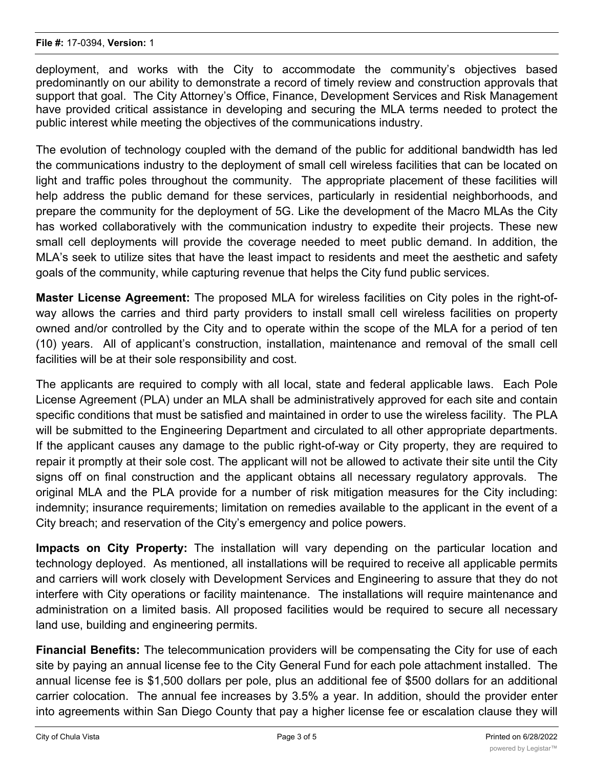deployment, and works with the City to accommodate the community's objectives based predominantly on our ability to demonstrate a record of timely review and construction approvals that support that goal. The City Attorney's Office, Finance, Development Services and Risk Management have provided critical assistance in developing and securing the MLA terms needed to protect the public interest while meeting the objectives of the communications industry.

The evolution of technology coupled with the demand of the public for additional bandwidth has led the communications industry to the deployment of small cell wireless facilities that can be located on light and traffic poles throughout the community. The appropriate placement of these facilities will help address the public demand for these services, particularly in residential neighborhoods, and prepare the community for the deployment of 5G. Like the development of the Macro MLAs the City has worked collaboratively with the communication industry to expedite their projects. These new small cell deployments will provide the coverage needed to meet public demand. In addition, the MLA's seek to utilize sites that have the least impact to residents and meet the aesthetic and safety goals of the community, while capturing revenue that helps the City fund public services.

**Master License Agreement:** The proposed MLA for wireless facilities on City poles in the right-of-way allows the carries and third party providers to install small cell wireless facilities on property owned and/or controlled by the City and to operate within the scope of the MLA for a period of ten (10) years. All of applicant's construction, installation, maintenance and removal of the small cell facilities will be at their sole responsibility and cost.

The applicants are required to comply with all local, state and federal applicable laws. Each Pole License Agreement (PLA) under an MLA shall be administratively approved for each site and contain specific conditions that must be satisfied and maintained in order to use the wireless facility. The PLA will be submitted to the Engineering Department and circulated to all other appropriate departments. If the applicant causes any damage to the public right-of-way or City property, they are required to repair it promptly at their sole cost. The applicant will not be allowed to activate their site until the City signs off on final construction and the applicant obtains all necessary regulatory approvals. The original MLA and the PLA provide for a number of risk mitigation measures for the City including: indemnity; insurance requirements; limitation on remedies available to the applicant in the event of a City breach; and reservation of the City's emergency and police powers.

**Impacts on City Property:** The installation will vary depending on the particular location and technology deployed. As mentioned, all installations will be required to receive all applicable permits and carriers will work closely with Development Services and Engineering to assure that they do not interfere with City operations or facility maintenance. The installations will require maintenance and administration on a limited basis. All proposed facilities would be required to secure all necessary land use, building and engineering permits.

**Financial Benefits:** The telecommunication providers will be compensating the City for use of each site by paying an annual license fee to the City General Fund for each pole attachment installed. The annual license fee is $1,500 dollars per pole, plus an additional fee of $500 dollars for an additional carrier colocation. The annual fee increases by 3.5% a year. In addition, should the provider enter into agreements within San Diego County that pay a higher license fee or escalation clause they will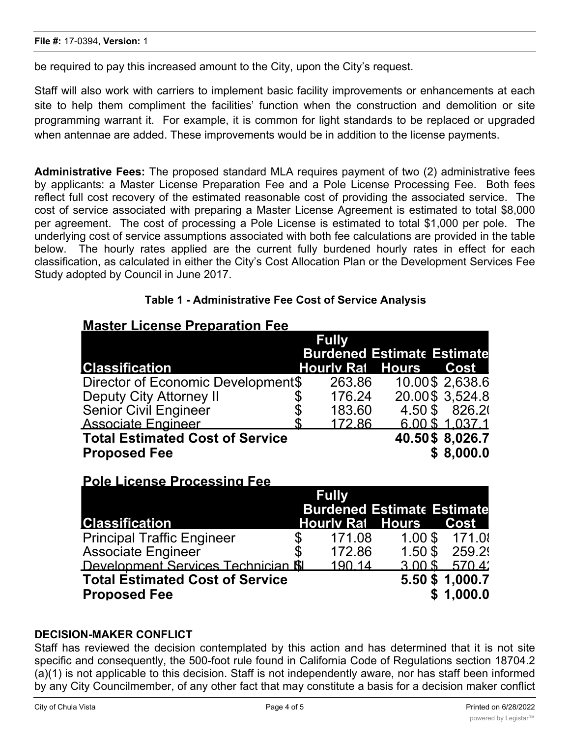be required to pay this increased amount to the City, upon the City's request.

Staff will also work with carriers to implement basic facility improvements or enhancements at each site to help them compliment the facilities' function when the construction and demolition or site programming warrant it. For example, it is common for light standards to be replaced or upgraded when antennae are added. These improvements would be in addition to the license payments.

**Administrative Fees:** The proposed standard MLA requires payment of two (2) administrative fees by applicants: a Master License Preparation Fee and a Pole License Processing Fee. Both fees reflect full cost recovery of the estimated reasonable cost of providing the associated service. The cost of service associated with preparing a Master License Agreement is estimated to total $8,000 per agreement. The cost of processing a Pole License is estimated to total $1,000 per pole. The underlying cost of service assumptions associated with both fee calculations are provided in the table below. The hourly rates applied are the current fully burdened hourly rates in effect for each classification, as calculated in either the City's Cost Allocation Plan or the Development Services Fee Study adopted by Council in June 2017.

**Table 1 - Administrative Fee Cost of Service Analysis**

**Master License Preparation Fee**

| Classification | Fully Burdened Hourly Rat | Estimate Hours | Estimate Cost |
|---|---|---|---|
| Director of Economic Development | $ 263.86 | 10.00 | $ 2,638.6 |
| Deputy City Attorney II | $ 176.24 | 20.00 | $ 3,524.8 |
| Senior Civil Engineer | $ 183.60 | 4.50 | $ 826.2( |
| Associate Engineer | $ 172.86 | 6.00 | $ 1,037.1 |
| **Total Estimated Cost of Service** | | **40.50** | **$ 8,026.7** |
| **Proposed Fee** | | | **$ 8,000.0** |

**Pole License Processing Fee**

| Classification | Fully Burdened Hourly Rat | Estimate Hours | Estimate Cost |
|---|---|---|---|
| Principal Traffic Engineer | $ 171.08 | 1.00 | $ 171.0: |
| Associate Engineer | $ 172.86 | 1.50 | $ 259.2: |
| Development Services Technician II | $ 190.14 | 3.00 | $ 570.4: |
| **Total Estimated Cost of Service** | | **5.50** | **$ 1,000.7** |
| **Proposed Fee** | | | **$ 1,000.0** |

**DECISION-MAKER CONFLICT**

Staff has reviewed the decision contemplated by this action and has determined that it is not site specific and consequently, the 500-foot rule found in California Code of Regulations section 18704.2 (a)(1) is not applicable to this decision. Staff is not independently aware, nor has staff been informed by any City Councilmember, of any other fact that may constitute a basis for a decision maker conflict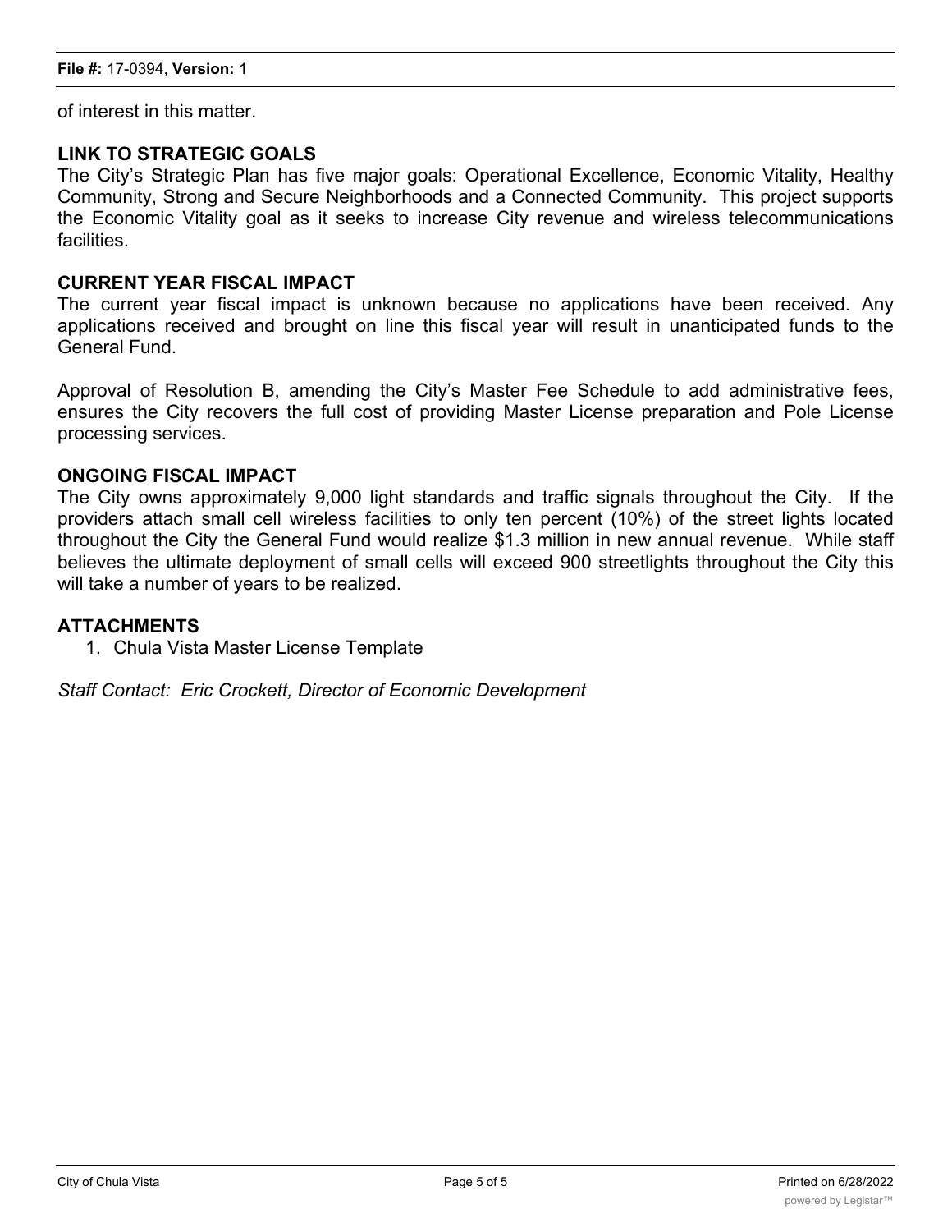of interest in this matter.

## LINK TO STRATEGIC GOALS

The City's Strategic Plan has five major goals: Operational Excellence, Economic Vitality, Healthy Community, Strong and Secure Neighborhoods and a Connected Community. This project supports the Economic Vitality goal as it seeks to increase City revenue and wireless telecommunications facilities.

## CURRENT YEAR FISCAL IMPACT

The current year fiscal impact is unknown because no applications have been received. Any applications received and brought on line this fiscal year will result in unanticipated funds to the General Fund.

Approval of Resolution B, amending the City's Master Fee Schedule to add administrative fees, ensures the City recovers the full cost of providing Master License preparation and Pole License processing services.

## ONGOING FISCAL IMPACT

The City owns approximately 9,000 light standards and traffic signals throughout the City. If the providers attach small cell wireless facilities to only ten percent (10%) of the street lights located throughout the City the General Fund would realize $1.3 million in new annual revenue. While staff believes the ultimate deployment of small cells will exceed 900 streetlights throughout the City this will take a number of years to be realized.

## ATTACHMENTS

1. Chula Vista Master License Template

*Staff Contact: Eric Crockett, Director of Economic Development*